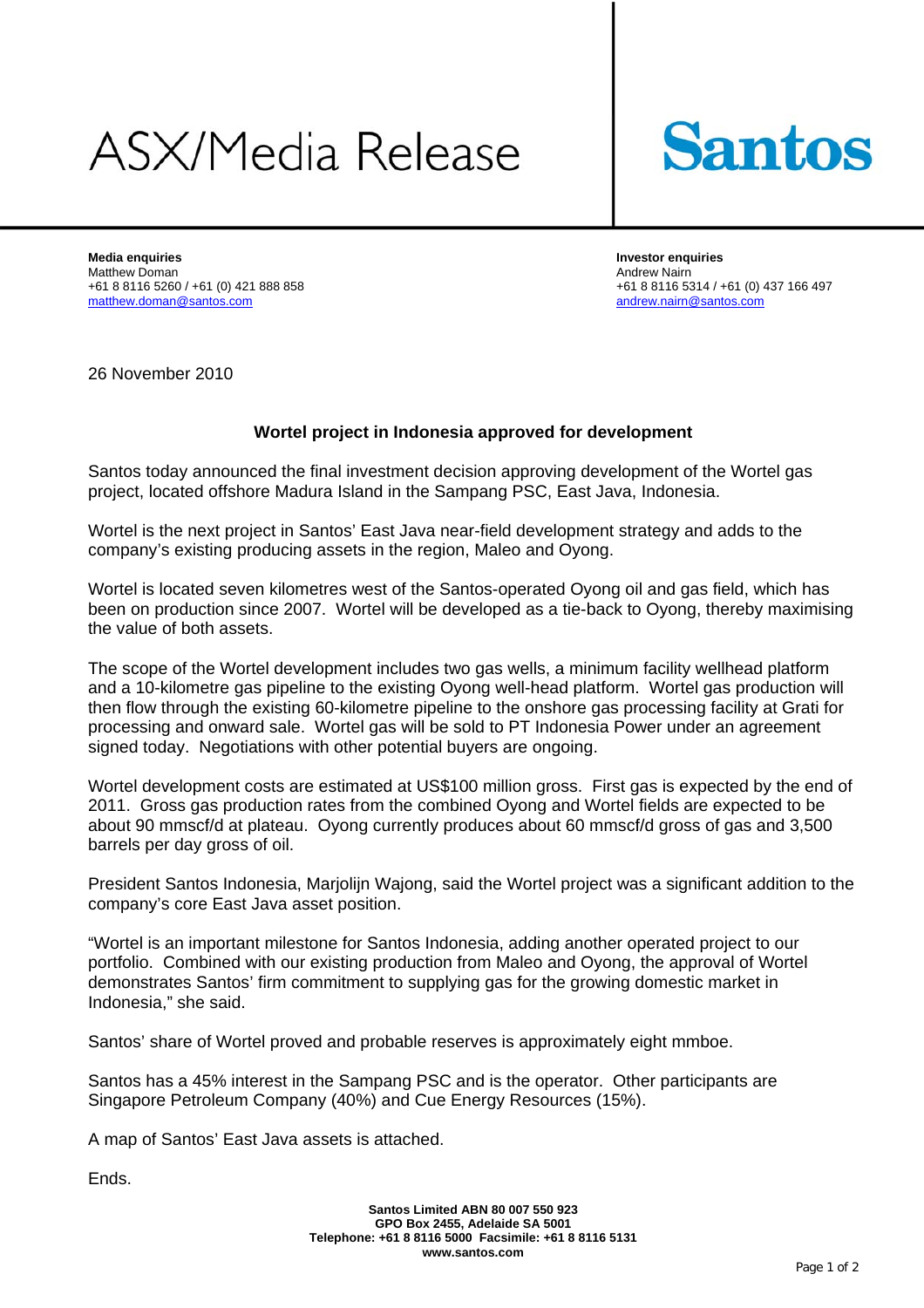# ASX/Media Release

**Santos**

**Media enquiries**
Matthew Doman
+61 8 8116 5260 / +61 (0) 421 888 858
matthew.doman@santos.com

**Investor enquiries**
Andrew Nairn
+61 8 8116 5314 / +61 (0) 437 166 497
andrew.nairn@santos.com

26 November 2010

## Wortel project in Indonesia approved for development

Santos today announced the final investment decision approving development of the Wortel gas project, located offshore Madura Island in the Sampang PSC, East Java, Indonesia.

Wortel is the next project in Santos' East Java near-field development strategy and adds to the company's existing producing assets in the region, Maleo and Oyong.

Wortel is located seven kilometres west of the Santos-operated Oyong oil and gas field, which has been on production since 2007. Wortel will be developed as a tie-back to Oyong, thereby maximising the value of both assets.

The scope of the Wortel development includes two gas wells, a minimum facility wellhead platform and a 10-kilometre gas pipeline to the existing Oyong well-head platform. Wortel gas production will then flow through the existing 60-kilometre pipeline to the onshore gas processing facility at Grati for processing and onward sale. Wortel gas will be sold to PT Indonesia Power under an agreement signed today. Negotiations with other potential buyers are ongoing.

Wortel development costs are estimated at US$100 million gross. First gas is expected by the end of 2011. Gross gas production rates from the combined Oyong and Wortel fields are expected to be about 90 mmscf/d at plateau. Oyong currently produces about 60 mmscf/d gross of gas and 3,500 barrels per day gross of oil.

President Santos Indonesia, Marjolijn Wajong, said the Wortel project was a significant addition to the company's core East Java asset position.

"Wortel is an important milestone for Santos Indonesia, adding another operated project to our portfolio. Combined with our existing production from Maleo and Oyong, the approval of Wortel demonstrates Santos' firm commitment to supplying gas for the growing domestic market in Indonesia," she said.

Santos' share of Wortel proved and probable reserves is approximately eight mmboe.

Santos has a 45% interest in the Sampang PSC and is the operator. Other participants are Singapore Petroleum Company (40%) and Cue Energy Resources (15%).

A map of Santos' East Java assets is attached.

Ends.

**Santos Limited ABN 80 007 550 923**
**GPO Box 2455, Adelaide SA 5001**
**Telephone: +61 8 8116 5000 Facsimile: +61 8 8116 5131**
**www.santos.com**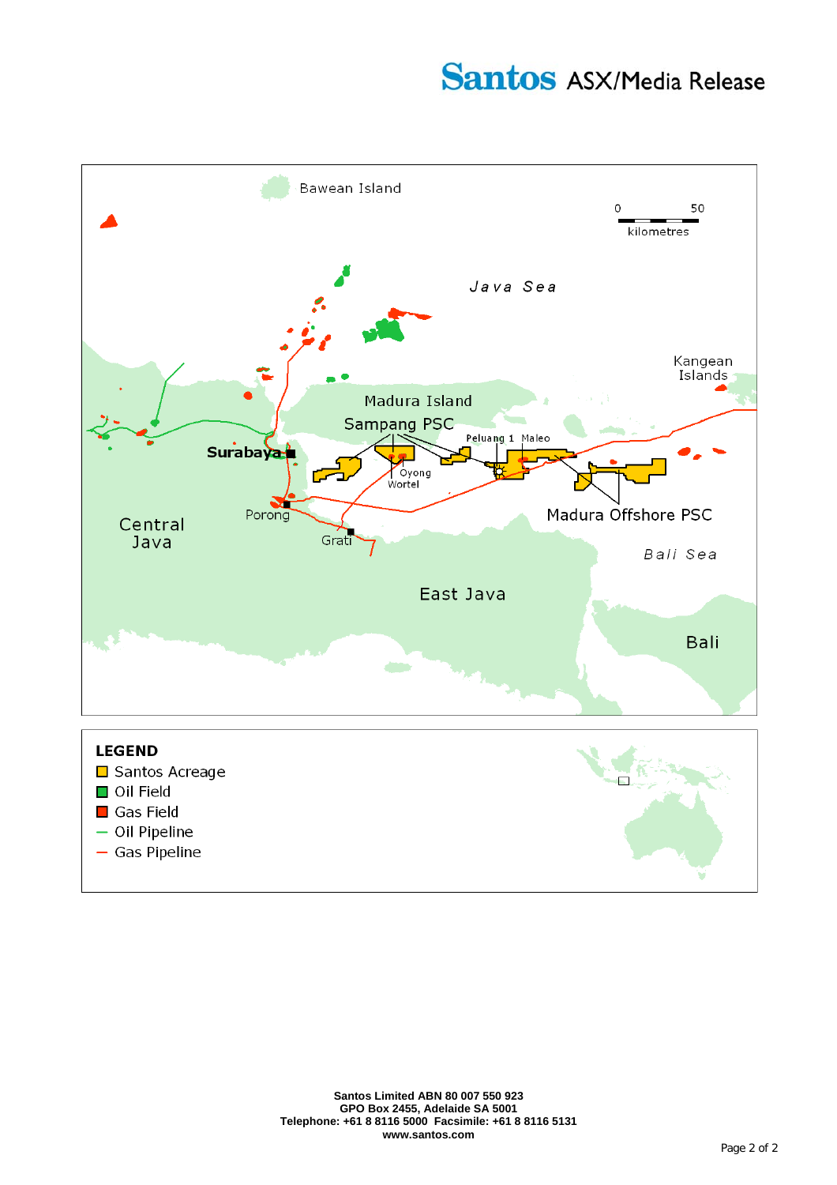Bawean Island

0 50
kilometres

Java Sea

Kangean
Islands

Madura Island

Sampang PSC

Peluang 1 Maleo

Surabaya

Oyong
Wortel

Central
Java

Porong

Grati

Madura Offshore PSC

Bali Sea

East Java

Bali

**LEGEND**

- Santos Acreage
- Oil Field
- Gas Field
- Oil Pipeline
- Gas Pipeline

**Santos Limited ABN 80 007 550 923**
**GPO Box 2455, Adelaide SA 5001**
**Telephone: +61 8 8116 5000 Facsimile: +61 8 8116 5131**
**www.santos.com**